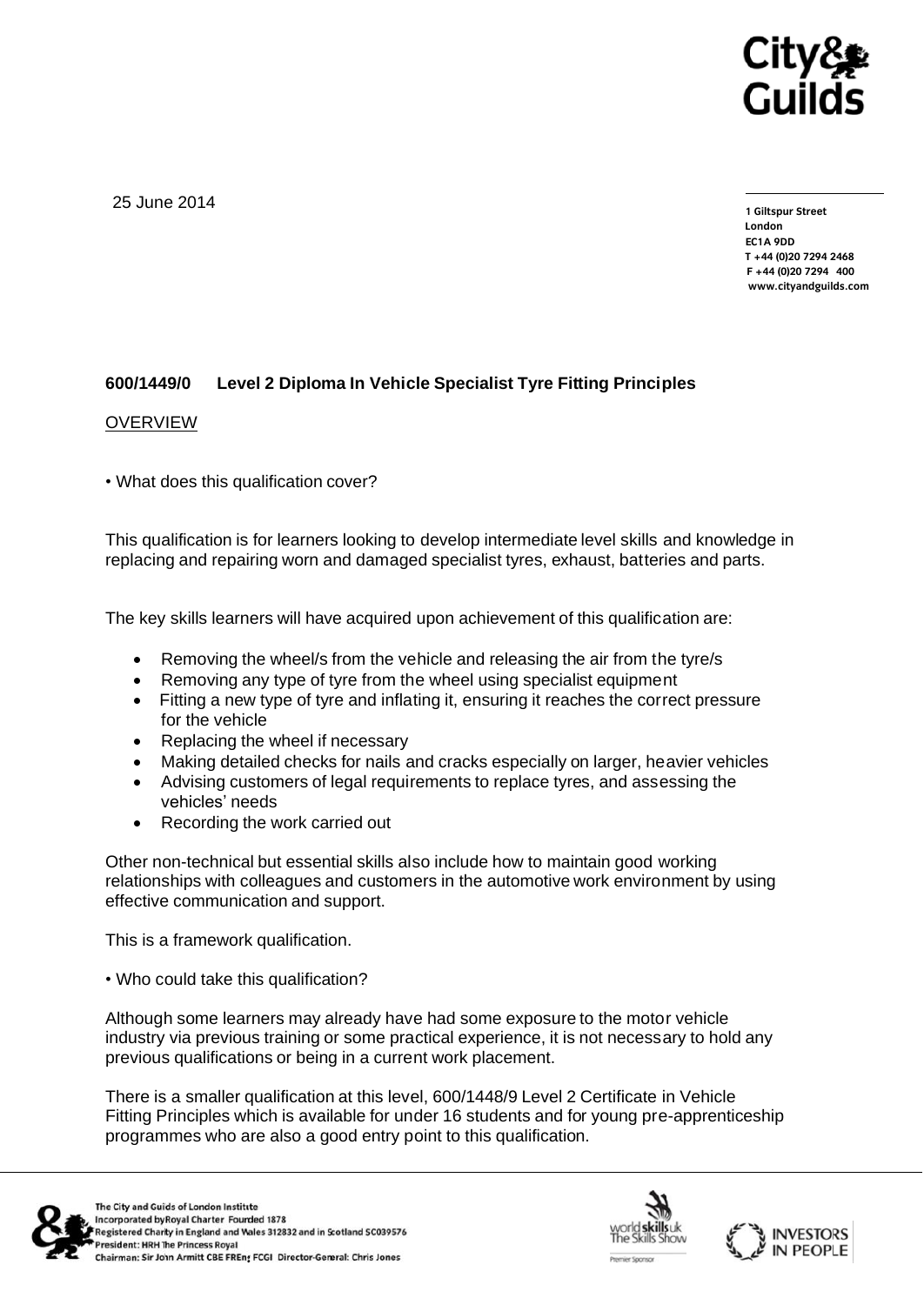25 June 2014

1 Giltspur Street
London
EC1A 9DD
T +44 (0)20 7294 2468
F +44 (0)20 7294 400
www.cityandguilds.com

**600/1449/0 Level 2 Diploma In Vehicle Specialist Tyre Fitting Principles**

OVERVIEW

• What does this qualification cover?

This qualification is for learners looking to develop intermediate level skills and knowledge in replacing and repairing worn and damaged specialist tyres, exhaust, batteries and parts.

The key skills learners will have acquired upon achievement of this qualification are:

- Removing the wheel/s from the vehicle and releasing the air from the tyre/s
- Removing any type of tyre from the wheel using specialist equipment
- Fitting a new type of tyre and inflating it, ensuring it reaches the correct pressure for the vehicle
- Replacing the wheel if necessary
- Making detailed checks for nails and cracks especially on larger, heavier vehicles
- Advising customers of legal requirements to replace tyres, and assessing the vehicles' needs
- Recording the work carried out

Other non-technical but essential skills also include how to maintain good working relationships with colleagues and customers in the automotive work environment by using effective communication and support.

This is a framework qualification.

• Who could take this qualification?

Although some learners may already have had some exposure to the motor vehicle industry via previous training or some practical experience, it is not necessary to hold any previous qualifications or being in a current work placement.

There is a smaller qualification at this level, 600/1448/9 Level 2 Certificate in Vehicle Fitting Principles which is available for under 16 students and for young pre-apprenticeship programmes who are also a good entry point to this qualification.

The City and Guilds of London Institute
Incorporated by Royal Charter Founded 1878
Registered Charity in England and Wales 312832 and in Scotland SC039576
President: HRH The Princess Royal
Chairman: Sir John Armitt CBE FREng FCGI Director-General: Chris Jones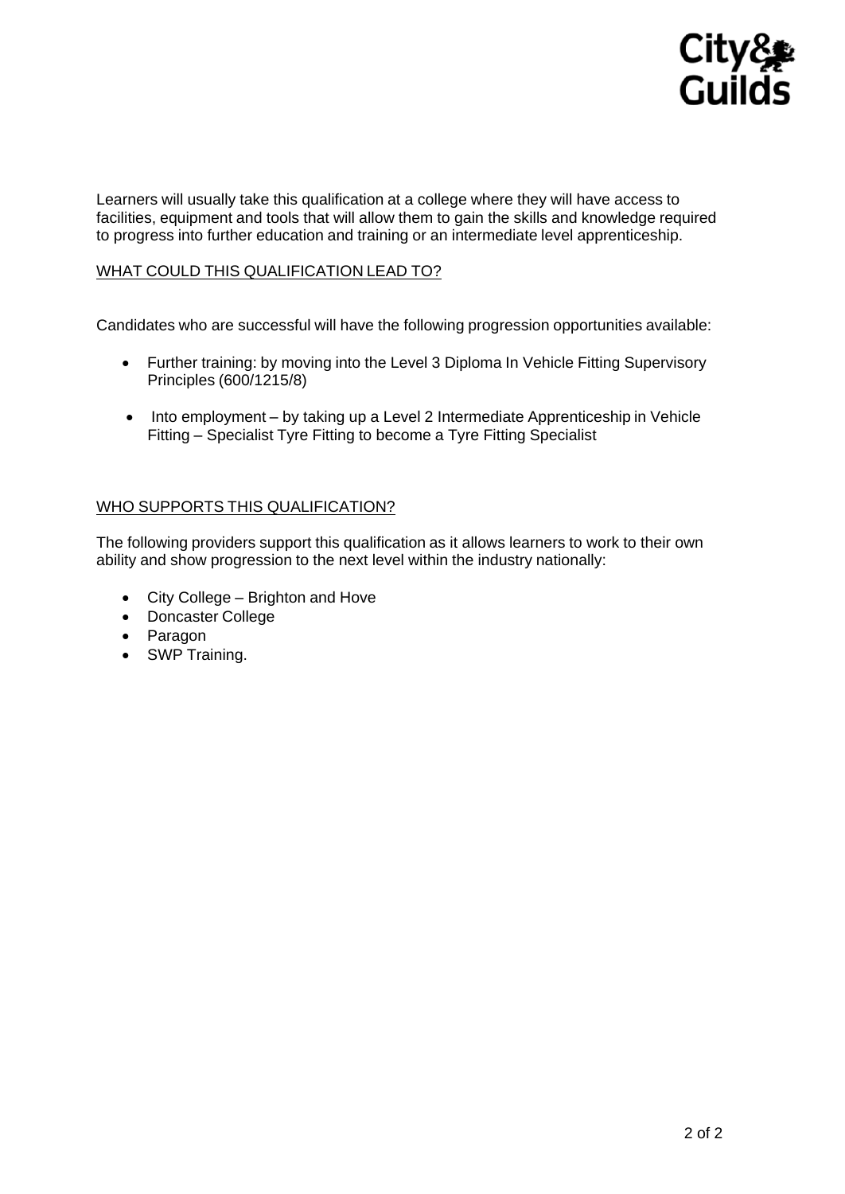Learners will usually take this qualification at a college where they will have access to facilities, equipment and tools that will allow them to gain the skills and knowledge required to progress into further education and training or an intermediate level apprenticeship.

## WHAT COULD THIS QUALIFICATION LEAD TO?

Candidates who are successful will have the following progression opportunities available:

- Further training: by moving into the Level 3 Diploma In Vehicle Fitting Supervisory Principles (600/1215/8)
- Into employment – by taking up a Level 2 Intermediate Apprenticeship in Vehicle Fitting – Specialist Tyre Fitting to become a Tyre Fitting Specialist

## WHO SUPPORTS THIS QUALIFICATION?

The following providers support this qualification as it allows learners to work to their own ability and show progression to the next level within the industry nationally:

- City College – Brighton and Hove
- Doncaster College
- Paragon
- SWP Training.